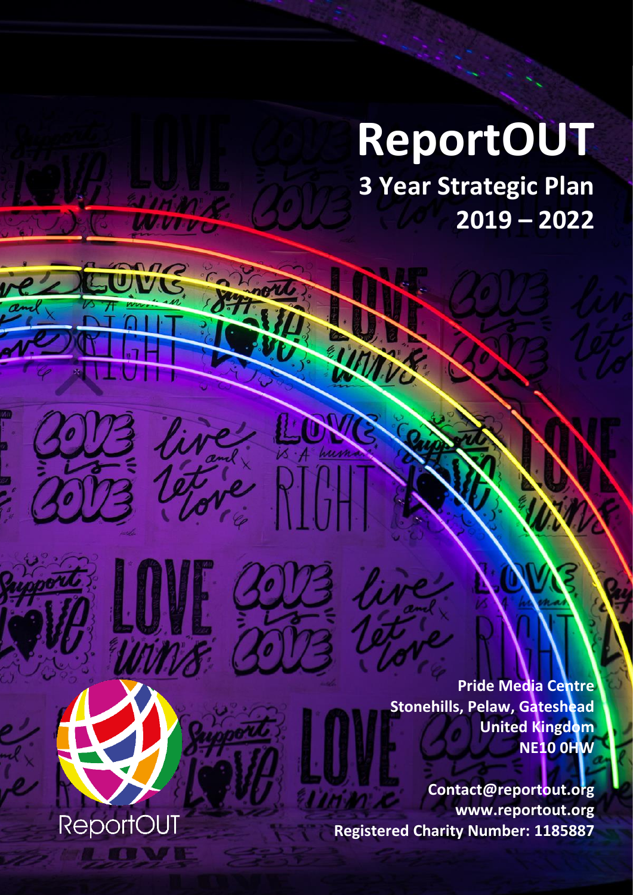# ReportOUT

## 3 Year Strategic Plan 2019 – 2022

**Pride Media Centre**
**Stonehills, Pelaw, Gateshead**
**United Kingdom**
**NE10 0HW**

**Contact@reportout.org**
**www.reportout.org**
**Registered Charity Number: 1185887**

ReportOUT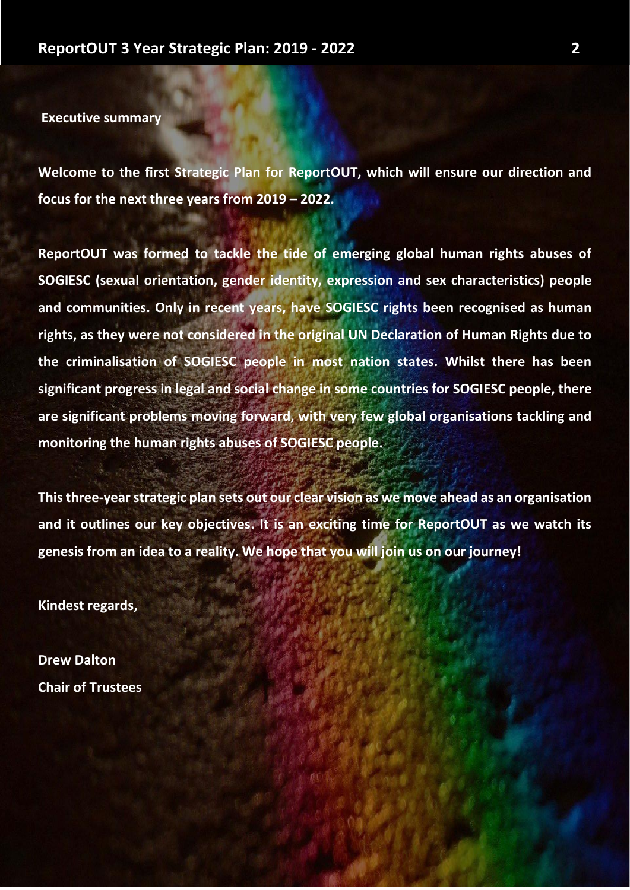## Executive summary

**Welcome to the first Strategic Plan for ReportOUT, which will ensure our direction and focus for the next three years from 2019 – 2022.**

**ReportOUT was formed to tackle the tide of emerging global human rights abuses of SOGIESC (sexual orientation, gender identity, expression and sex characteristics) people and communities. Only in recent years, have SOGIESC rights been recognised as human rights, as they were not considered in the original UN Declaration of Human Rights due to the criminalisation of SOGIESC people in most nation states. Whilst there has been significant progress in legal and social change in some countries for SOGIESC people, there are significant problems moving forward, with very few global organisations tackling and monitoring the human rights abuses of SOGIESC people.**

**This three-year strategic plan sets out our clear vision as we move ahead as an organisation and it outlines our key objectives. It is an exciting time for ReportOUT as we watch its genesis from an idea to a reality. We hope that you will join us on our journey!**

**Kindest regards,**

**Drew Dalton**
**Chair of Trustees**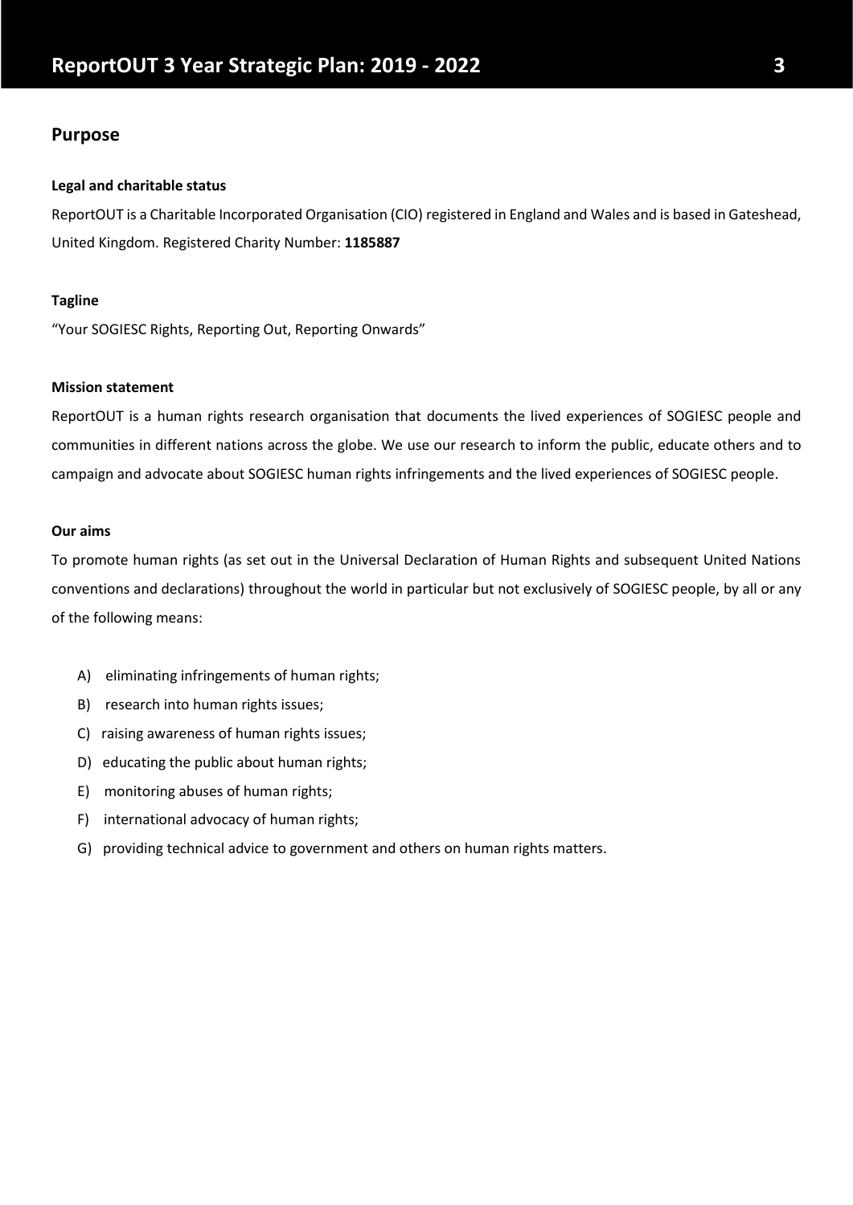## Purpose

**Legal and charitable status**

ReportOUT is a Charitable Incorporated Organisation (CIO) registered in England and Wales and is based in Gateshead, United Kingdom. Registered Charity Number: **1185887**

**Tagline**

"Your SOGIESC Rights, Reporting Out, Reporting Onwards"

**Mission statement**

ReportOUT is a human rights research organisation that documents the lived experiences of SOGIESC people and communities in different nations across the globe. We use our research to inform the public, educate others and to campaign and advocate about SOGIESC human rights infringements and the lived experiences of SOGIESC people.

**Our aims**

To promote human rights (as set out in the Universal Declaration of Human Rights and subsequent United Nations conventions and declarations) throughout the world in particular but not exclusively of SOGIESC people, by all or any of the following means:

A) eliminating infringements of human rights;
B) research into human rights issues;
C) raising awareness of human rights issues;
D) educating the public about human rights;
E) monitoring abuses of human rights;
F) international advocacy of human rights;
G) providing technical advice to government and others on human rights matters.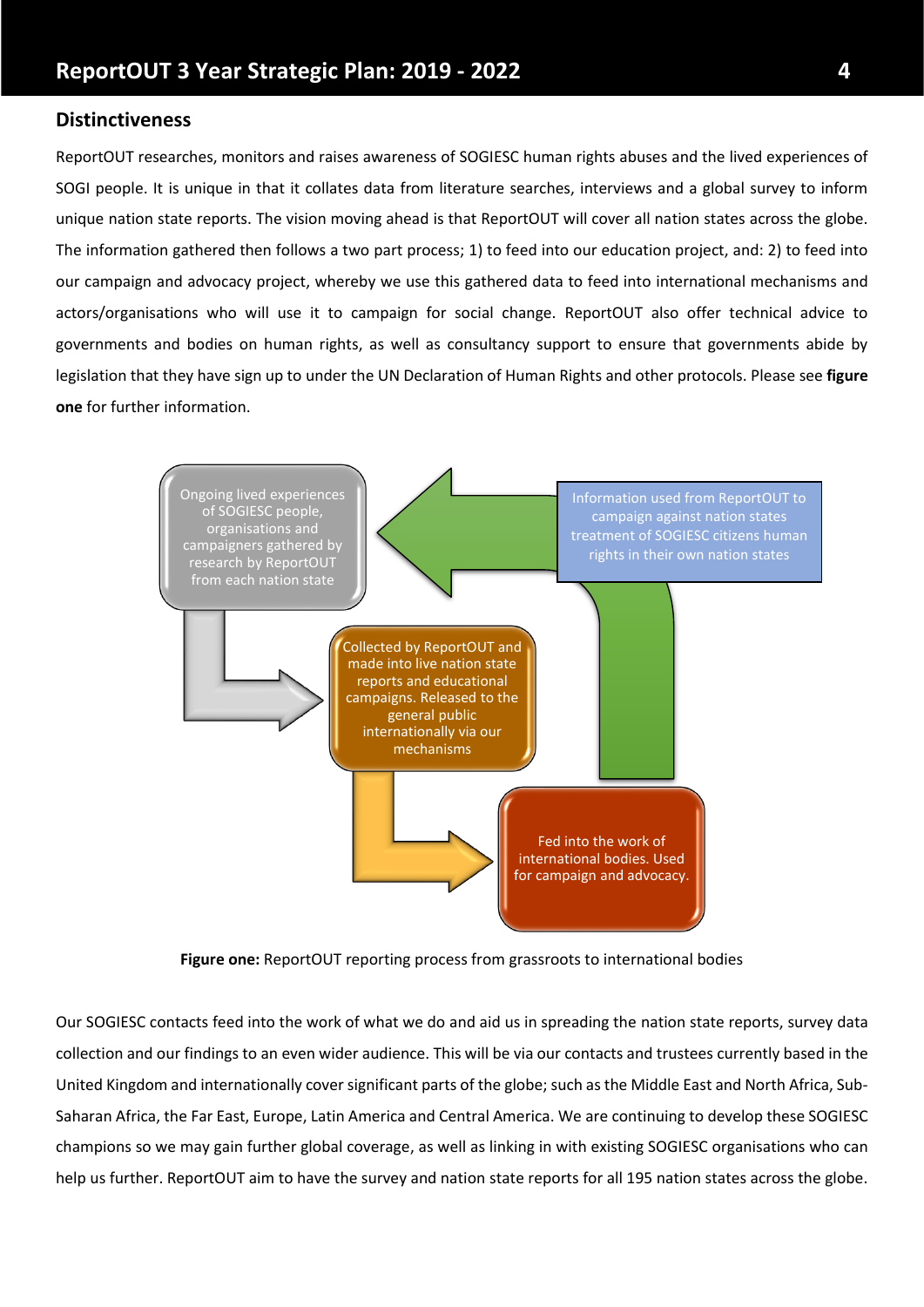## Distinctiveness

ReportOUT researches, monitors and raises awareness of SOGIESC human rights abuses and the lived experiences of SOGI people. It is unique in that it collates data from literature searches, interviews and a global survey to inform unique nation state reports. The vision moving ahead is that ReportOUT will cover all nation states across the globe. The information gathered then follows a two part process; 1) to feed into our education project, and: 2) to feed into our campaign and advocacy project, whereby we use this gathered data to feed into international mechanisms and actors/organisations who will use it to campaign for social change. ReportOUT also offer technical advice to governments and bodies on human rights, as well as consultancy support to ensure that governments abide by legislation that they have sign up to under the UN Declaration of Human Rights and other protocols. Please see **figure one** for further information.

Ongoing lived experiences of SOGIESC people, organisations and campaigners gathered by research by ReportOUT from each nation state

Collected by ReportOUT and made into live nation state reports and educational campaigns. Released to the general public internationally via our mechanisms

Fed into the work of international bodies. Used for campaign and advocacy.

Information used from ReportOUT to campaign against nation states treatment of SOGIESC citizens human rights in their own nation states

**Figure one:** ReportOUT reporting process from grassroots to international bodies

Our SOGIESC contacts feed into the work of what we do and aid us in spreading the nation state reports, survey data collection and our findings to an even wider audience. This will be via our contacts and trustees currently based in the United Kingdom and internationally cover significant parts of the globe; such as the Middle East and North Africa, Sub-Saharan Africa, the Far East, Europe, Latin America and Central America. We are continuing to develop these SOGIESC champions so we may gain further global coverage, as well as linking in with existing SOGIESC organisations who can help us further. ReportOUT aim to have the survey and nation state reports for all 195 nation states across the globe.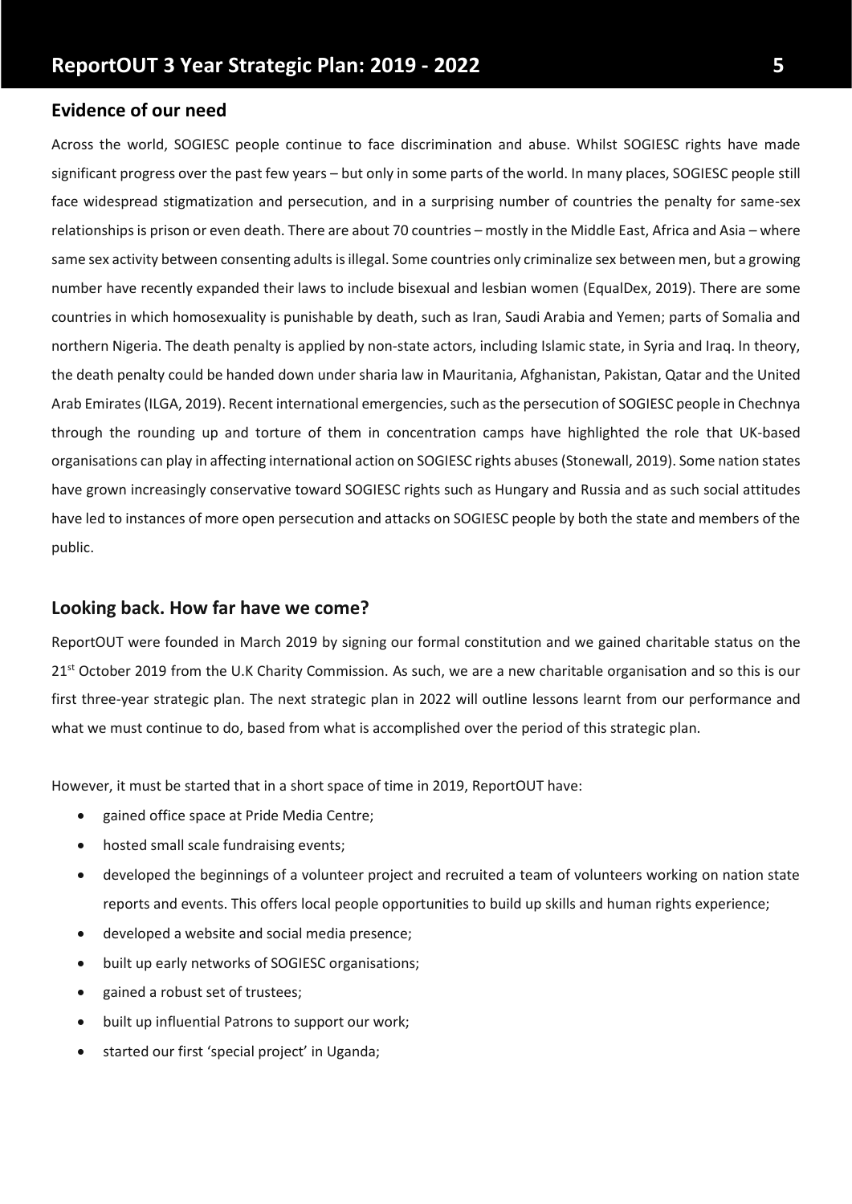## Evidence of our need

Across the world, SOGIESC people continue to face discrimination and abuse. Whilst SOGIESC rights have made significant progress over the past few years – but only in some parts of the world. In many places, SOGIESC people still face widespread stigmatization and persecution, and in a surprising number of countries the penalty for same-sex relationships is prison or even death. There are about 70 countries – mostly in the Middle East, Africa and Asia – where same sex activity between consenting adults is illegal. Some countries only criminalize sex between men, but a growing number have recently expanded their laws to include bisexual and lesbian women (EqualDex, 2019). There are some countries in which homosexuality is punishable by death, such as Iran, Saudi Arabia and Yemen; parts of Somalia and northern Nigeria. The death penalty is applied by non-state actors, including Islamic state, in Syria and Iraq. In theory, the death penalty could be handed down under sharia law in Mauritania, Afghanistan, Pakistan, Qatar and the United Arab Emirates (ILGA, 2019). Recent international emergencies, such as the persecution of SOGIESC people in Chechnya through the rounding up and torture of them in concentration camps have highlighted the role that UK-based organisations can play in affecting international action on SOGIESC rights abuses (Stonewall, 2019). Some nation states have grown increasingly conservative toward SOGIESC rights such as Hungary and Russia and as such social attitudes have led to instances of more open persecution and attacks on SOGIESC people by both the state and members of the public.

## Looking back. How far have we come?

ReportOUT were founded in March 2019 by signing our formal constitution and we gained charitable status on the 21st October 2019 from the U.K Charity Commission. As such, we are a new charitable organisation and so this is our first three-year strategic plan. The next strategic plan in 2022 will outline lessons learnt from our performance and what we must continue to do, based from what is accomplished over the period of this strategic plan.

However, it must be started that in a short space of time in 2019, ReportOUT have:

- gained office space at Pride Media Centre;
- hosted small scale fundraising events;
- developed the beginnings of a volunteer project and recruited a team of volunteers working on nation state reports and events. This offers local people opportunities to build up skills and human rights experience;
- developed a website and social media presence;
- built up early networks of SOGIESC organisations;
- gained a robust set of trustees;
- built up influential Patrons to support our work;
- started our first 'special project' in Uganda;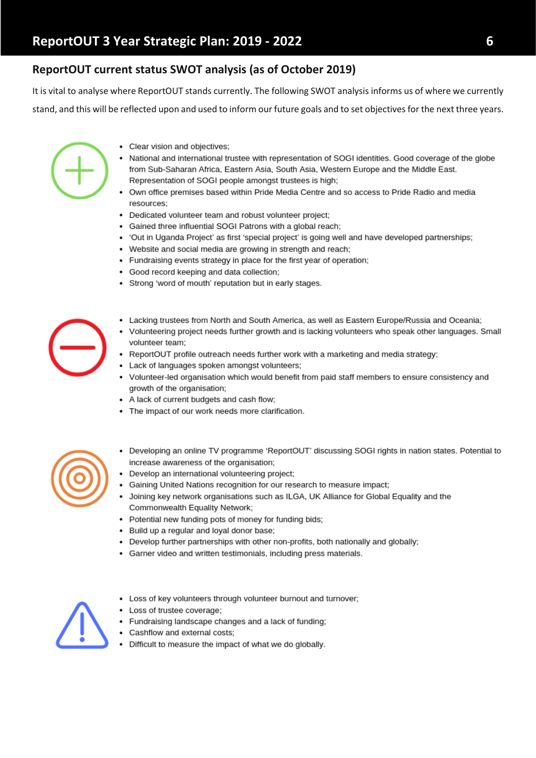## ReportOUT current status SWOT analysis (as of October 2019)

It is vital to analyse where ReportOUT stands currently. The following SWOT analysis informs us of where we currently stand, and this will be reflected upon and used to inform our future goals and to set objectives for the next three years.

- Clear vision and objectives;
- National and international trustee with representation of SOGI identities. Good coverage of the globe from Sub-Saharan Africa, Eastern Asia, South Asia, Western Europe and the Middle East. Representation of SOGI people amongst trustees is high;
- Own office premises based within Pride Media Centre and so access to Pride Radio and media resources;
- Dedicated volunteer team and robust volunteer project;
- Gained three influential SOGI Patrons with a global reach;
- 'Out in Uganda Project' as first 'special project' is going well and have developed partnerships;
- Website and social media are growing in strength and reach;
- Fundraising events strategy in place for the first year of operation;
- Good record keeping and data collection;
- Strong 'word of mouth' reputation but in early stages.

- Lacking trustees from North and South America, as well as Eastern Europe/Russia and Oceania;
- Volunteering project needs further growth and is lacking volunteers who speak other languages. Small volunteer team;
- ReportOUT profile outreach needs further work with a marketing and media strategy;
- Lack of languages spoken amongst volunteers;
- Volunteer-led organisation which would benefit from paid staff members to ensure consistency and growth of the organisation;
- A lack of current budgets and cash flow;
- The impact of our work needs more clarification.

- Developing an online TV programme 'ReportOUT' discussing SOGI rights in nation states. Potential to increase awareness of the organisation;
- Develop an international volunteering project;
- Gaining United Nations recognition for our research to measure impact;
- Joining key network organisations such as ILGA, UK Alliance for Global Equality and the Commonwealth Equality Network;
- Potential new funding pots of money for funding bids;
- Build up a regular and loyal donor base;
- Develop further partnerships with other non-profits, both nationally and globally;
- Garner video and written testimonials, including press materials.

- Loss of key volunteers through volunteer burnout and turnover;
- Loss of trustee coverage;
- Fundraising landscape changes and a lack of funding;
- Cashflow and external costs;
- Difficult to measure the impact of what we do globally.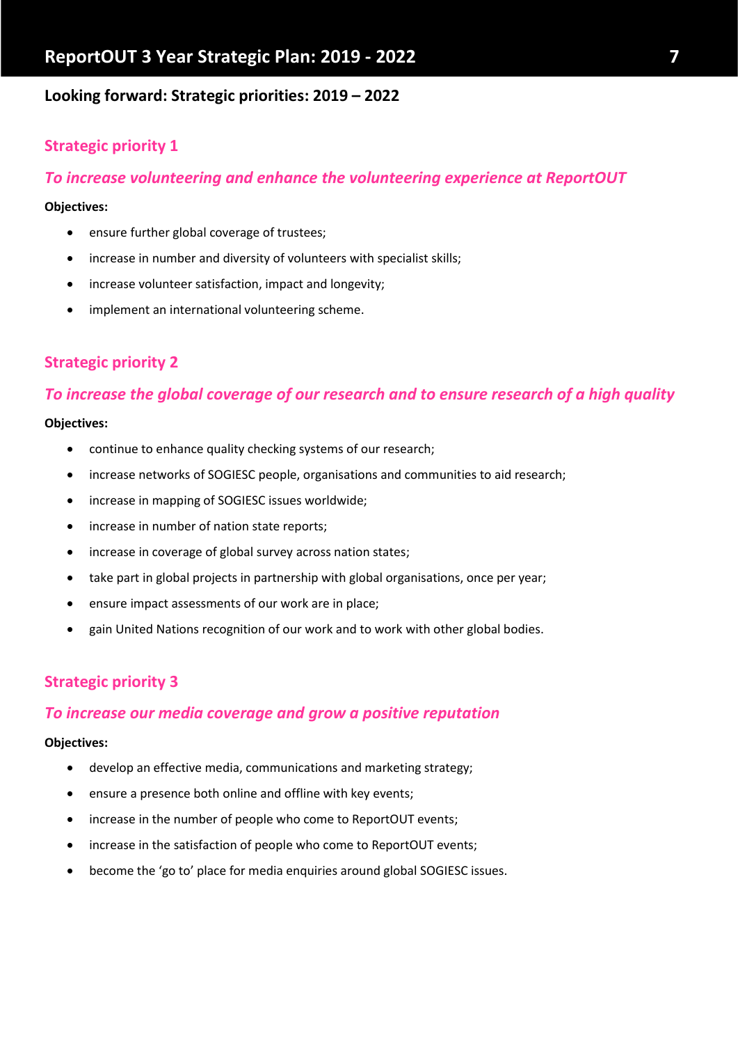## Looking forward: Strategic priorities: 2019 – 2022

### Strategic priority 1

#### *To increase volunteering and enhance the volunteering experience at ReportOUT*

**Objectives:**

- ensure further global coverage of trustees;
- increase in number and diversity of volunteers with specialist skills;
- increase volunteer satisfaction, impact and longevity;
- implement an international volunteering scheme.

### Strategic priority 2

#### *To increase the global coverage of our research and to ensure research of a high quality*

**Objectives:**

- continue to enhance quality checking systems of our research;
- increase networks of SOGIESC people, organisations and communities to aid research;
- increase in mapping of SOGIESC issues worldwide;
- increase in number of nation state reports;
- increase in coverage of global survey across nation states;
- take part in global projects in partnership with global organisations, once per year;
- ensure impact assessments of our work are in place;
- gain United Nations recognition of our work and to work with other global bodies.

### Strategic priority 3

#### *To increase our media coverage and grow a positive reputation*

**Objectives:**

- develop an effective media, communications and marketing strategy;
- ensure a presence both online and offline with key events;
- increase in the number of people who come to ReportOUT events;
- increase in the satisfaction of people who come to ReportOUT events;
- become the 'go to' place for media enquiries around global SOGIESC issues.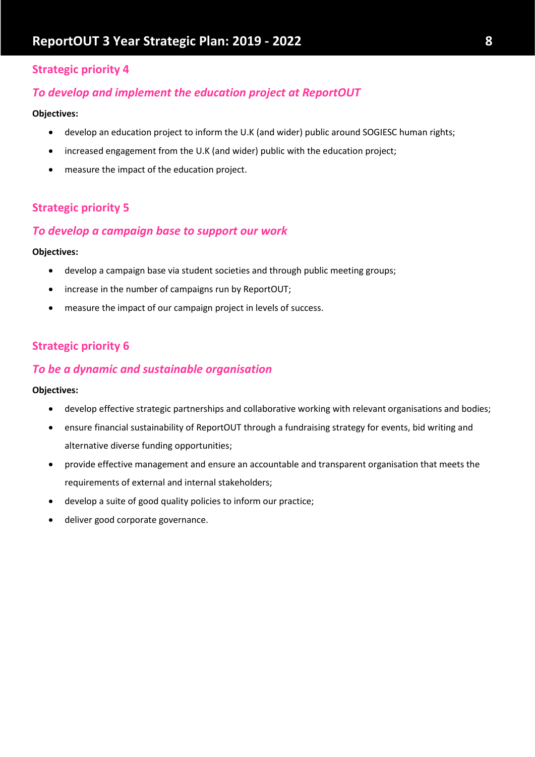## Strategic priority 4

### *To develop and implement the education project at ReportOUT*

**Objectives:**

- develop an education project to inform the U.K (and wider) public around SOGIESC human rights;
- increased engagement from the U.K (and wider) public with the education project;
- measure the impact of the education project.

## Strategic priority 5

### *To develop a campaign base to support our work*

**Objectives:**

- develop a campaign base via student societies and through public meeting groups;
- increase in the number of campaigns run by ReportOUT;
- measure the impact of our campaign project in levels of success.

## Strategic priority 6

### *To be a dynamic and sustainable organisation*

**Objectives:**

- develop effective strategic partnerships and collaborative working with relevant organisations and bodies;
- ensure financial sustainability of ReportOUT through a fundraising strategy for events, bid writing and alternative diverse funding opportunities;
- provide effective management and ensure an accountable and transparent organisation that meets the requirements of external and internal stakeholders;
- develop a suite of good quality policies to inform our practice;
- deliver good corporate governance.